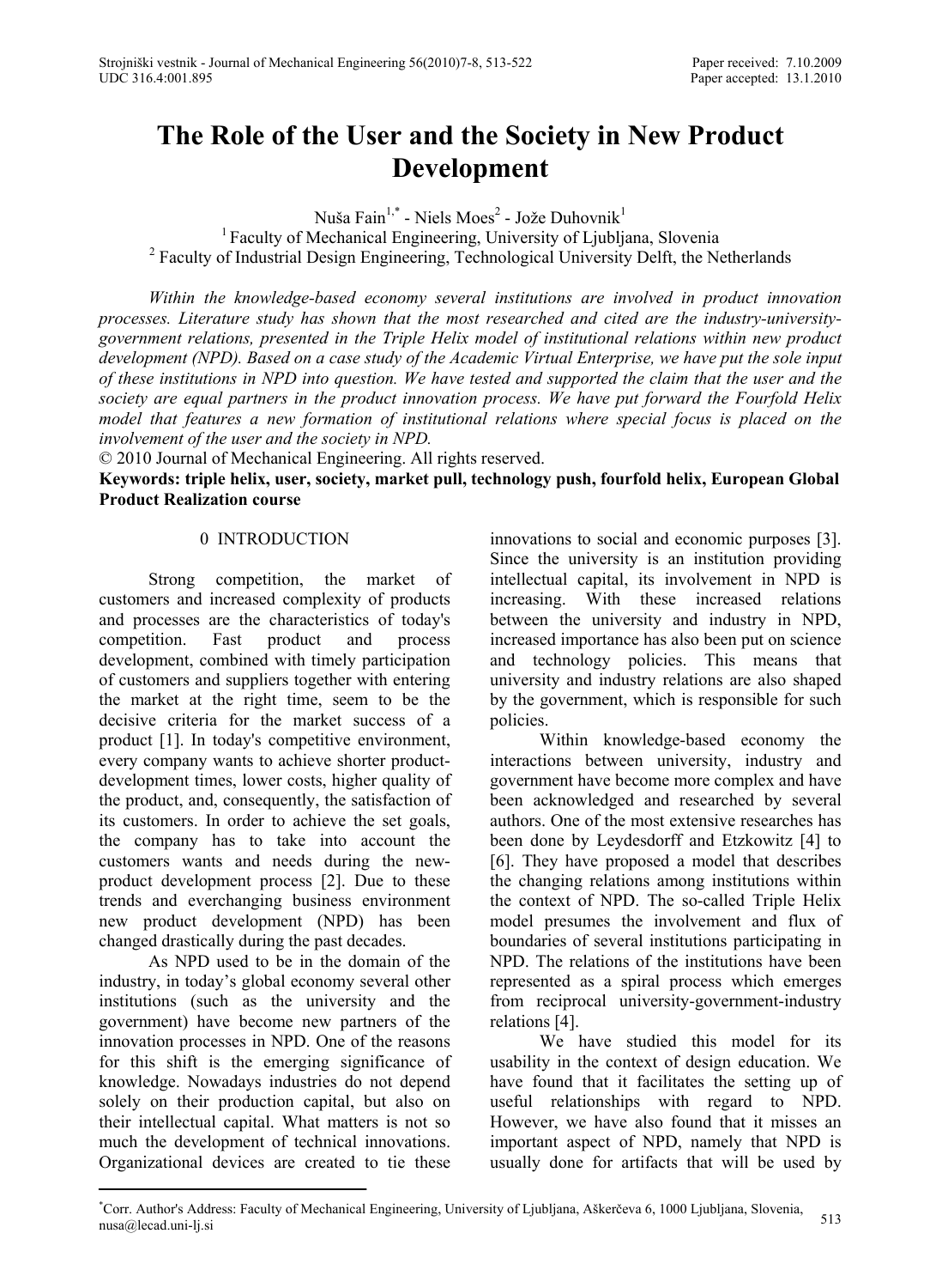# The Role of the User and the Society in New Product Development

Nuša Fain[1,*] - Niels Moes[2] - Jože Duhovnik[1]

[1] Faculty of Mechanical Engineering, University of Ljubljana, Slovenia

[2] Faculty of Industrial Design Engineering, Technological University Delft, the Netherlands

*Within the knowledge-based economy several institutions are involved in product innovation processes. Literature study has shown that the most researched and cited are the industry-university-government relations, presented in the Triple Helix model of institutional relations within new product development (NPD). Based on a case study of the Academic Virtual Enterprise, we have put the sole input of these institutions in NPD into question. We have tested and supported the claim that the user and the society are equal partners in the product innovation process. We have put forward the Fourfold Helix model that features a new formation of institutional relations where special focus is placed on the involvement of the user and the society in NPD.*

© 2010 Journal of Mechanical Engineering. All rights reserved.

**Keywords: triple helix, user, society, market pull, technology push, fourfold helix, European Global Product Realization course**

## 0 INTRODUCTION

Strong competition, the market of customers and increased complexity of products and processes are the characteristics of today's competition. Fast product and process development, combined with timely participation of customers and suppliers together with entering the market at the right time, seem to be the decisive criteria for the market success of a product [1]. In today's competitive environment, every company wants to achieve shorter product-development times, lower costs, higher quality of the product, and, consequently, the satisfaction of its customers. In order to achieve the set goals, the company has to take into account the customers wants and needs during the new-product development process [2]. Due to these trends and everchanging business environment new product development (NPD) has been changed drastically during the past decades.

As NPD used to be in the domain of the industry, in today's global economy several other institutions (such as the university and the government) have become new partners of the innovation processes in NPD. One of the reasons for this shift is the emerging significance of knowledge. Nowadays industries do not depend solely on their production capital, but also on their intellectual capital. What matters is not so much the development of technical innovations. Organizational devices are created to tie these innovations to social and economic purposes [3]. Since the university is an institution providing intellectual capital, its involvement in NPD is increasing. With these increased relations between the university and industry in NPD, increased importance has also been put on science and technology policies. This means that university and industry relations are also shaped by the government, which is responsible for such policies.

Within knowledge-based economy the interactions between university, industry and government have become more complex and have been acknowledged and researched by several authors. One of the most extensive researches has been done by Leydesdorff and Etzkowitz [4] to [6]. They have proposed a model that describes the changing relations among institutions within the context of NPD. The so-called Triple Helix model presumes the involvement and flux of boundaries of several institutions participating in NPD. The relations of the institutions have been represented as a spiral process which emerges from reciprocal university-government-industry relations [4].

We have studied this model for its usability in the context of design education. We have found that it facilitates the setting up of useful relationships with regard to NPD. However, we have also found that it misses an important aspect of NPD, namely that NPD is usually done for artifacts that will be used by

---

*Corr. Author's Address: Faculty of Mechanical Engineering, University of Ljubljana, Aškerčeva 6, 1000 Ljubljana, Slovenia, nusa@lecad.uni-lj.si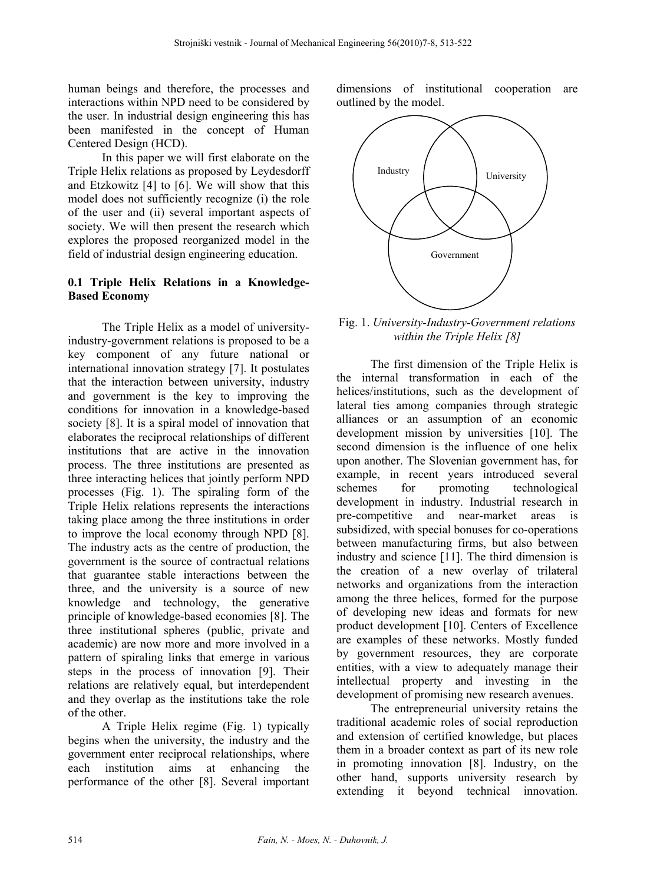human beings and therefore, the processes and interactions within NPD need to be considered by the user. In industrial design engineering this has been manifested in the concept of Human Centered Design (HCD).

In this paper we will first elaborate on the Triple Helix relations as proposed by Leydesdorff and Etzkowitz [4] to [6]. We will show that this model does not sufficiently recognize (i) the role of the user and (ii) several important aspects of society. We will then present the research which explores the proposed reorganized model in the field of industrial design engineering education.

### 0.1 Triple Helix Relations in a Knowledge-Based Economy

The Triple Helix as a model of university-industry-government relations is proposed to be a key component of any future national or international innovation strategy [7]. It postulates that the interaction between university, industry and government is the key to improving the conditions for innovation in a knowledge-based society [8]. It is a spiral model of innovation that elaborates the reciprocal relationships of different institutions that are active in the innovation process. The three institutions are presented as three interacting helices that jointly perform NPD processes (Fig. 1). The spiraling form of the Triple Helix relations represents the interactions taking place among the three institutions in order to improve the local economy through NPD [8]. The industry acts as the centre of production, the government is the source of contractual relations that guarantee stable interactions between the three, and the university is a source of new knowledge and technology, the generative principle of knowledge-based economies [8]. The three institutional spheres (public, private and academic) are now more and more involved in a pattern of spiraling links that emerge in various steps in the process of innovation [9]. Their relations are relatively equal, but interdependent and they overlap as the institutions take the role of the other.

A Triple Helix regime (Fig. 1) typically begins when the university, the industry and the government enter reciprocal relationships, where each institution aims at enhancing the performance of the other [8]. Several important dimensions of institutional cooperation are outlined by the model.

Industry

University

Government

Fig. 1. *University-Industry-Government relations within the Triple Helix [8]*

The first dimension of the Triple Helix is the internal transformation in each of the helices/institutions, such as the development of lateral ties among companies through strategic alliances or an assumption of an economic development mission by universities [10]. The second dimension is the influence of one helix upon another. The Slovenian government has, for example, in recent years introduced several schemes for promoting technological development in industry. Industrial research in pre-competitive and near-market areas is subsidized, with special bonuses for co-operations between manufacturing firms, but also between industry and science [11]. The third dimension is the creation of a new overlay of trilateral networks and organizations from the interaction among the three helices, formed for the purpose of developing new ideas and formats for new product development [10]. Centers of Excellence are examples of these networks. Mostly funded by government resources, they are corporate entities, with a view to adequately manage their intellectual property and investing in the development of promising new research avenues.

The entrepreneurial university retains the traditional academic roles of social reproduction and extension of certified knowledge, but places them in a broader context as part of its new role in promoting innovation [8]. Industry, on the other hand, supports university research by extending it beyond technical innovation.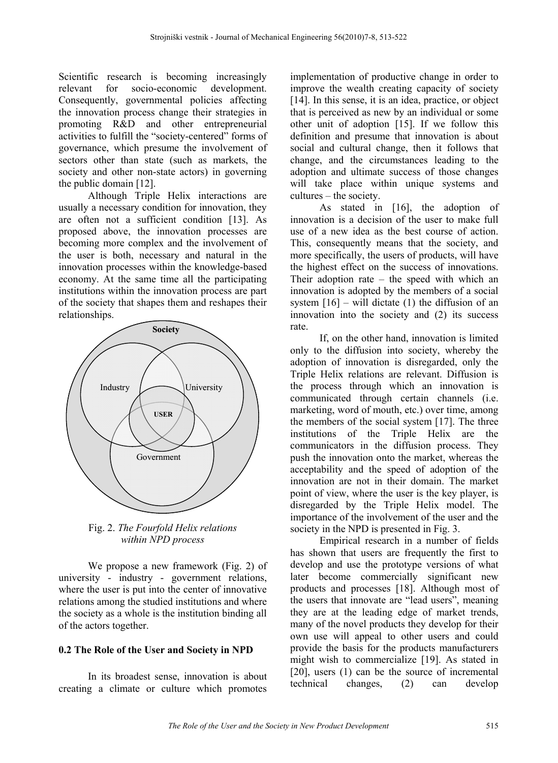Scientific research is becoming increasingly relevant for socio-economic development. Consequently, governmental policies affecting the innovation process change their strategies in promoting R&D and other entrepreneurial activities to fulfill the "society-centered" forms of governance, which presume the involvement of sectors other than state (such as markets, the society and other non-state actors) in governing the public domain [12].

Although Triple Helix interactions are usually a necessary condition for innovation, they are often not a sufficient condition [13]. As proposed above, the innovation processes are becoming more complex and the involvement of the user is both, necessary and natural in the innovation processes within the knowledge-based economy. At the same time all the participating institutions within the innovation process are part of the society that shapes them and reshapes their relationships.

Fig. 2. *The Fourfold Helix relations within NPD process*

We propose a new framework (Fig. 2) of university - industry - government relations, where the user is put into the center of innovative relations among the studied institutions and where the society as a whole is the institution binding all of the actors together.

## 0.2 The Role of the User and Society in NPD

In its broadest sense, innovation is about creating a climate or culture which promotes implementation of productive change in order to improve the wealth creating capacity of society [14]. In this sense, it is an idea, practice, or object that is perceived as new by an individual or some other unit of adoption [15]. If we follow this definition and presume that innovation is about social and cultural change, then it follows that change, and the circumstances leading to the adoption and ultimate success of those changes will take place within unique systems and cultures – the society.

As stated in [16], the adoption of innovation is a decision of the user to make full use of a new idea as the best course of action. This, consequently means that the society, and more specifically, the users of products, will have the highest effect on the success of innovations. Their adoption rate – the speed with which an innovation is adopted by the members of a social system [16] – will dictate (1) the diffusion of an innovation into the society and (2) its success rate.

If, on the other hand, innovation is limited only to the diffusion into society, whereby the adoption of innovation is disregarded, only the Triple Helix relations are relevant. Diffusion is the process through which an innovation is communicated through certain channels (i.e. marketing, word of mouth, etc.) over time, among the members of the social system [17]. The three institutions of the Triple Helix are the communicators in the diffusion process. They push the innovation onto the market, whereas the acceptability and the speed of adoption of the innovation are not in their domain. The market point of view, where the user is the key player, is disregarded by the Triple Helix model. The importance of the involvement of the user and the society in the NPD is presented in Fig. 3.

Empirical research in a number of fields has shown that users are frequently the first to develop and use the prototype versions of what later become commercially significant new products and processes [18]. Although most of the users that innovate are "lead users", meaning they are at the leading edge of market trends, many of the novel products they develop for their own use will appeal to other users and could provide the basis for the products manufacturers might wish to commercialize [19]. As stated in [20], users (1) can be the source of incremental technical changes, (2) can develop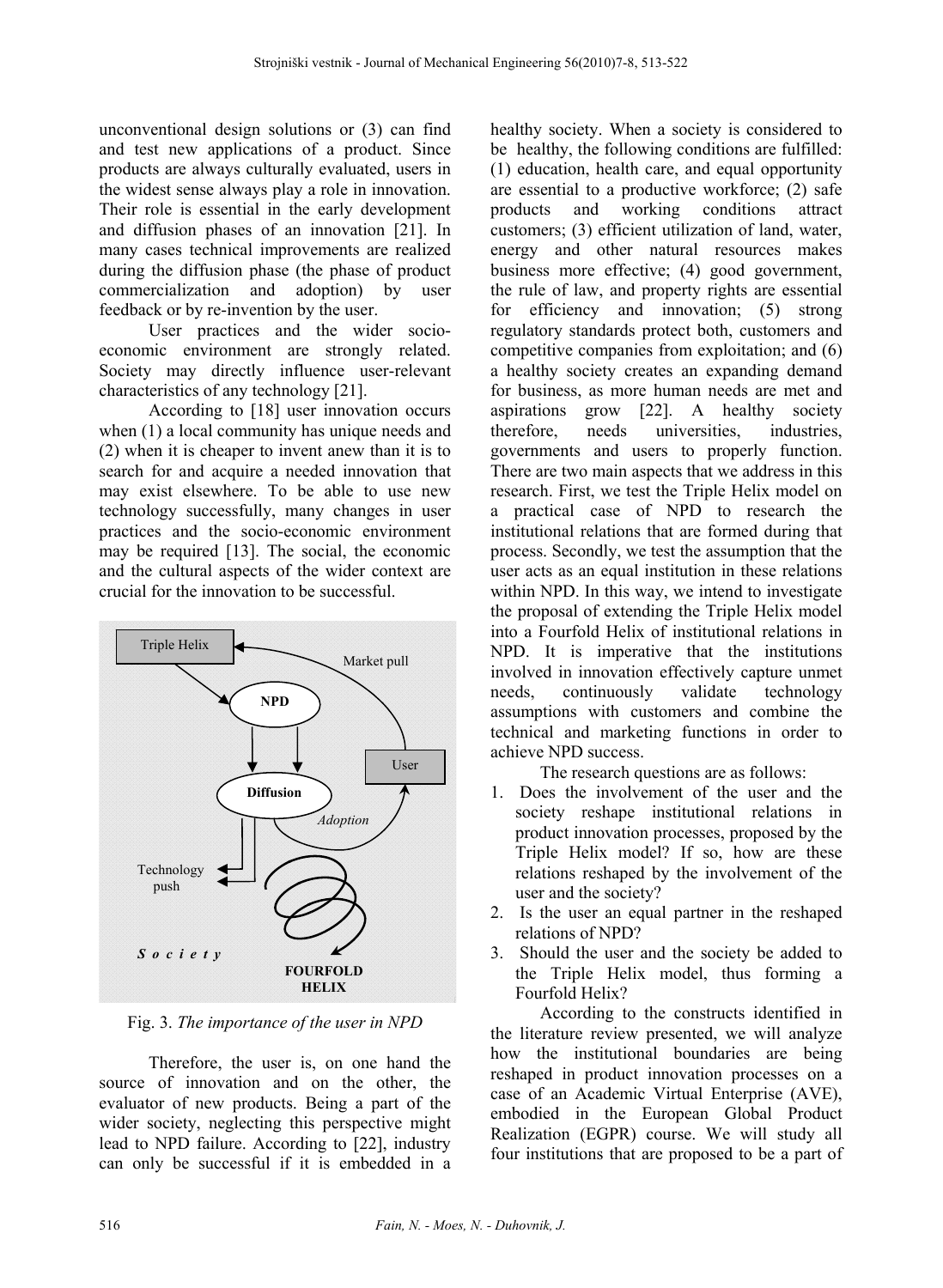unconventional design solutions or (3) can find and test new applications of a product. Since products are always culturally evaluated, users in the widest sense always play a role in innovation. Their role is essential in the early development and diffusion phases of an innovation [21]. In many cases technical improvements are realized during the diffusion phase (the phase of product commercialization and adoption) by user feedback or by re-invention by the user.

User practices and the wider socio-economic environment are strongly related. Society may directly influence user-relevant characteristics of any technology [21].

According to [18] user innovation occurs when (1) a local community has unique needs and (2) when it is cheaper to invent anew than it is to search for and acquire a needed innovation that may exist elsewhere. To be able to use new technology successfully, many changes in user practices and the socio-economic environment may be required [13]. The social, the economic and the cultural aspects of the wider context are crucial for the innovation to be successful.

Triple Helix | Market pull | NPD | User | Diffusion | Adoption | Technology push | Society | FOURFOLD HELIX

Fig. 3. *The importance of the user in NPD*

Therefore, the user is, on one hand the source of innovation and on the other, the evaluator of new products. Being a part of the wider society, neglecting this perspective might lead to NPD failure. According to [22], industry can only be successful if it is embedded in a healthy society. When a society is considered to be healthy, the following conditions are fulfilled: (1) education, health care, and equal opportunity are essential to a productive workforce; (2) safe products and working conditions attract customers; (3) efficient utilization of land, water, energy and other natural resources makes business more effective; (4) good government, the rule of law, and property rights are essential for efficiency and innovation; (5) strong regulatory standards protect both, customers and competitive companies from exploitation; and (6) a healthy society creates an expanding demand for business, as more human needs are met and aspirations grow [22]. A healthy society therefore, needs universities, industries, governments and users to properly function. There are two main aspects that we address in this research. First, we test the Triple Helix model on a practical case of NPD to research the institutional relations that are formed during that process. Secondly, we test the assumption that the user acts as an equal institution in these relations within NPD. In this way, we intend to investigate the proposal of extending the Triple Helix model into a Fourfold Helix of institutional relations in NPD. It is imperative that the institutions involved in innovation effectively capture unmet needs, continuously validate technology assumptions with customers and combine the technical and marketing functions in order to achieve NPD success.

The research questions are as follows:

1. Does the involvement of the user and the society reshape institutional relations in product innovation processes, proposed by the Triple Helix model? If so, how are these relations reshaped by the involvement of the user and the society?
2. Is the user an equal partner in the reshaped relations of NPD?
3. Should the user and the society be added to the Triple Helix model, thus forming a Fourfold Helix?

According to the constructs identified in the literature review presented, we will analyze how the institutional boundaries are being reshaped in product innovation processes on a case of an Academic Virtual Enterprise (AVE), embodied in the European Global Product Realization (EGPR) course. We will study all four institutions that are proposed to be a part of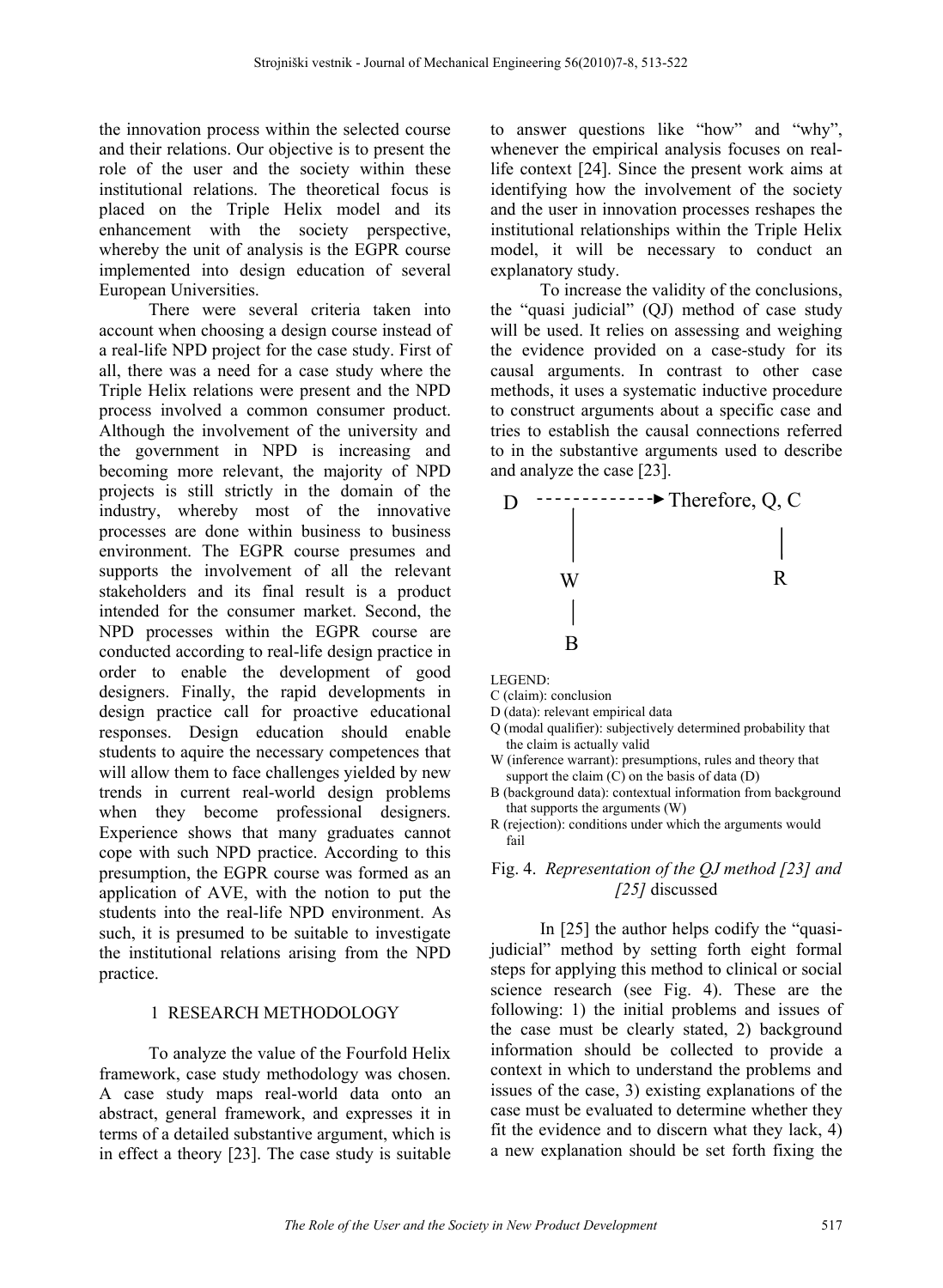the innovation process within the selected course and their relations. Our objective is to present the role of the user and the society within these institutional relations. The theoretical focus is placed on the Triple Helix model and its enhancement with the society perspective, whereby the unit of analysis is the EGPR course implemented into design education of several European Universities.

There were several criteria taken into account when choosing a design course instead of a real-life NPD project for the case study. First of all, there was a need for a case study where the Triple Helix relations were present and the NPD process involved a common consumer product. Although the involvement of the university and the government in NPD is increasing and becoming more relevant, the majority of NPD projects is still strictly in the domain of the industry, whereby most of the innovative processes are done within business to business environment. The EGPR course presumes and supports the involvement of all the relevant stakeholders and its final result is a product intended for the consumer market. Second, the NPD processes within the EGPR course are conducted according to real-life design practice in order to enable the development of good designers. Finally, the rapid developments in design practice call for proactive educational responses. Design education should enable students to aquire the necessary competences that will allow them to face challenges yielded by new trends in current real-world design problems when they become professional designers. Experience shows that many graduates cannot cope with such NPD practice. According to this presumption, the EGPR course was formed as an application of AVE, with the notion to put the students into the real-life NPD environment. As such, it is presumed to be suitable to investigate the institutional relations arising from the NPD practice.

## 1 RESEARCH METHODOLOGY

To analyze the value of the Fourfold Helix framework, case study methodology was chosen. A case study maps real-world data onto an abstract, general framework, and expresses it in terms of a detailed substantive argument, which is in effect a theory [23]. The case study is suitable to answer questions like "how" and "why", whenever the empirical analysis focuses on real-life context [24]. Since the present work aims at identifying how the involvement of the society and the user in innovation processes reshapes the institutional relationships within the Triple Helix model, it will be necessary to conduct an explanatory study.

To increase the validity of the conclusions, the "quasi judicial" (QJ) method of case study will be used. It relies on assessing and weighing the evidence provided on a case-study for its causal arguments. In contrast to other case methods, it uses a systematic inductive procedure to construct arguments about a specific case and tries to establish the causal connections referred to in the substantive arguments used to describe and analyze the case [23].

```
D  ------------► Therefore, Q, C
   |                          |
   W                          R
   |
   B
```

LEGEND:
C (claim): conclusion
D (data): relevant empirical data
Q (modal qualifier): subjectively determined probability that the claim is actually valid
W (inference warrant): presumptions, rules and theory that support the claim (C) on the basis of data (D)
B (background data): contextual information from background that supports the arguments (W)
R (rejection): conditions under which the arguments would fail

Fig. 4. *Representation of the QJ method [23] and [25]* discussed

In [25] the author helps codify the "quasi-judicial" method by setting forth eight formal steps for applying this method to clinical or social science research (see Fig. 4). These are the following: 1) the initial problems and issues of the case must be clearly stated, 2) background information should be collected to provide a context in which to understand the problems and issues of the case, 3) existing explanations of the case must be evaluated to determine whether they fit the evidence and to discern what they lack, 4) a new explanation should be set forth fixing the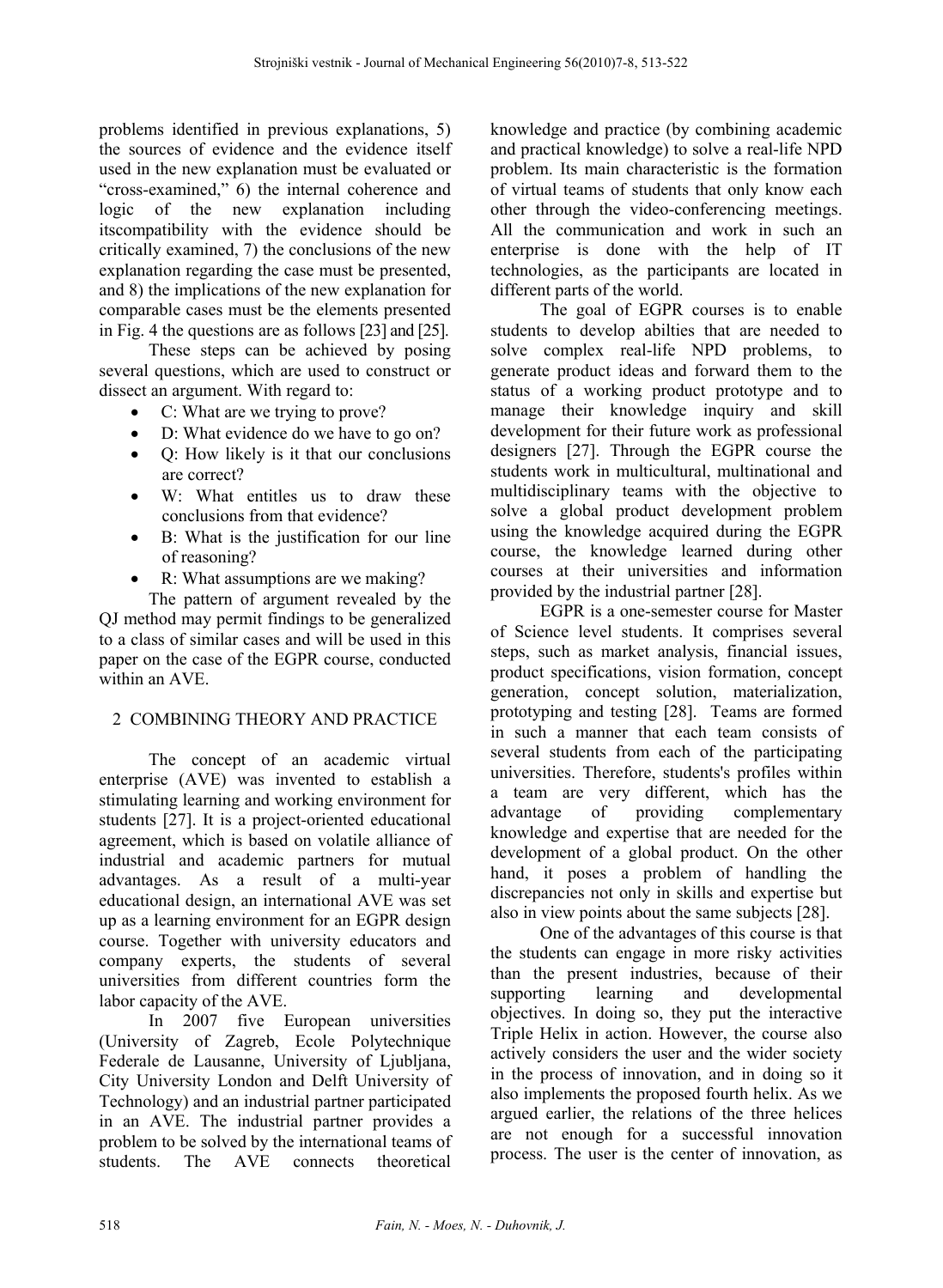problems identified in previous explanations, 5) the sources of evidence and the evidence itself used in the new explanation must be evaluated or "cross-examined," 6) the internal coherence and logic of the new explanation including itscompatibility with the evidence should be critically examined, 7) the conclusions of the new explanation regarding the case must be presented, and 8) the implications of the new explanation for comparable cases must be the elements presented in Fig. 4 the questions are as follows [23] and [25].

These steps can be achieved by posing several questions, which are used to construct or dissect an argument. With regard to:

- C: What are we trying to prove?
- D: What evidence do we have to go on?
- Q: How likely is it that our conclusions are correct?
- W: What entitles us to draw these conclusions from that evidence?
- B: What is the justification for our line of reasoning?
- R: What assumptions are we making?

The pattern of argument revealed by the QJ method may permit findings to be generalized to a class of similar cases and will be used in this paper on the case of the EGPR course, conducted within an AVE.

## 2 COMBINING THEORY AND PRACTICE

The concept of an academic virtual enterprise (AVE) was invented to establish a stimulating learning and working environment for students [27]. It is a project-oriented educational agreement, which is based on volatile alliance of industrial and academic partners for mutual advantages. As a result of a multi-year educational design, an international AVE was set up as a learning environment for an EGPR design course. Together with university educators and company experts, the students of several universities from different countries form the labor capacity of the AVE.

In 2007 five European universities (University of Zagreb, Ecole Polytechnique Federale de Lausanne, University of Ljubljana, City University London and Delft University of Technology) and an industrial partner participated in an AVE. The industrial partner provides a problem to be solved by the international teams of students. The AVE connects theoretical knowledge and practice (by combining academic and practical knowledge) to solve a real-life NPD problem. Its main characteristic is the formation of virtual teams of students that only know each other through the video-conferencing meetings. All the communication and work in such an enterprise is done with the help of IT technologies, as the participants are located in different parts of the world.

The goal of EGPR courses is to enable students to develop abilties that are needed to solve complex real-life NPD problems, to generate product ideas and forward them to the status of a working product prototype and to manage their knowledge inquiry and skill development for their future work as professional designers [27]. Through the EGPR course the students work in multicultural, multinational and multidisciplinary teams with the objective to solve a global product development problem using the knowledge acquired during the EGPR course, the knowledge learned during other courses at their universities and information provided by the industrial partner [28].

EGPR is a one-semester course for Master of Science level students. It comprises several steps, such as market analysis, financial issues, product specifications, vision formation, concept generation, concept solution, materialization, prototyping and testing [28]. Teams are formed in such a manner that each team consists of several students from each of the participating universities. Therefore, students's profiles within a team are very different, which has the advantage of providing complementary knowledge and expertise that are needed for the development of a global product. On the other hand, it poses a problem of handling the discrepancies not only in skills and expertise but also in view points about the same subjects [28].

One of the advantages of this course is that the students can engage in more risky activities than the present industries, because of their supporting learning and developmental objectives. In doing so, they put the interactive Triple Helix in action. However, the course also actively considers the user and the wider society in the process of innovation, and in doing so it also implements the proposed fourth helix. As we argued earlier, the relations of the three helices are not enough for a successful innovation process. The user is the center of innovation, as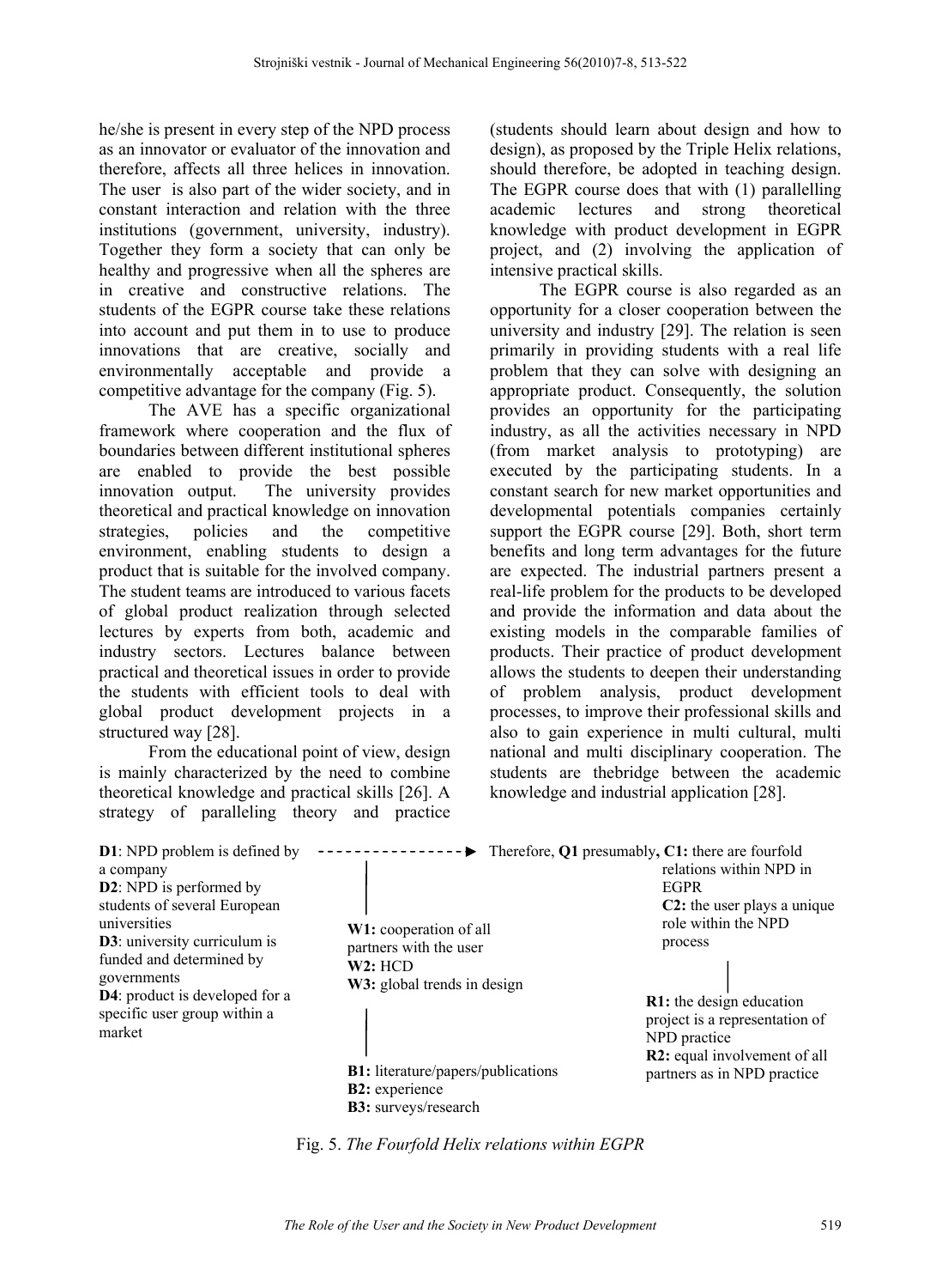he/she is present in every step of the NPD process as an innovator or evaluator of the innovation and therefore, affects all three helices in innovation. The user is also part of the wider society, and in constant interaction and relation with the three institutions (government, university, industry). Together they form a society that can only be healthy and progressive when all the spheres are in creative and constructive relations. The students of the EGPR course take these relations into account and put them in to use to produce innovations that are creative, socially and environmentally acceptable and provide a competitive advantage for the company (Fig. 5).

The AVE has a specific organizational framework where cooperation and the flux of boundaries between different institutional spheres are enabled to provide the best possible innovation output. The university provides theoretical and practical knowledge on innovation strategies, policies and the competitive environment, enabling students to design a product that is suitable for the involved company. The student teams are introduced to various facets of global product realization through selected lectures by experts from both, academic and industry sectors. Lectures balance between practical and theoretical issues in order to provide the students with efficient tools to deal with global product development projects in a structured way [28].

From the educational point of view, design is mainly characterized by the need to combine theoretical knowledge and practical skills [26]. A strategy of paralleling theory and practice (students should learn about design and how to design), as proposed by the Triple Helix relations, should therefore, be adopted in teaching design. The EGPR course does that with (1) parallelling academic lectures and strong theoretical knowledge with product development in EGPR project, and (2) involving the application of intensive practical skills.

The EGPR course is also regarded as an opportunity for a closer cooperation between the university and industry [29]. The relation is seen primarily in providing students with a real life problem that they can solve with designing an appropriate product. Consequently, the solution provides an opportunity for the participating industry, as all the activities necessary in NPD (from market analysis to prototyping) are executed by the participating students. In a constant search for new market opportunities and developmental potentials companies certainly support the EGPR course [29]. Both, short term benefits and long term advantages for the future are expected. The industrial partners present a real-life problem for the products to be developed and provide the information and data about the existing models in the comparable families of products. Their practice of product development allows the students to deepen their understanding of problem analysis, product development processes, to improve their professional skills and also to gain experience in multi cultural, multi national and multi disciplinary cooperation. The students are thebridge between the academic knowledge and industrial application [28].

**D1**: NPD problem is defined by a company
**D2**: NPD is performed by students of several European universities
**D3**: university curriculum is funded and determined by governments
**D4**: product is developed for a specific user group within a market

---► Therefore, **Q1** presumably, **C1:** there are fourfold relations within NPD in EGPR
**C2:** the user plays a unique role within the NPD process

**W1:** cooperation of all partners with the user
**W2:** HCD
**W3:** global trends in design

**B1:** literature/papers/publications
**B2:** experience
**B3:** surveys/research

**R1:** the design education project is a representation of NPD practice
**R2:** equal involvement of all partners as in NPD practice

Fig. 5. *The Fourfold Helix relations within EGPR*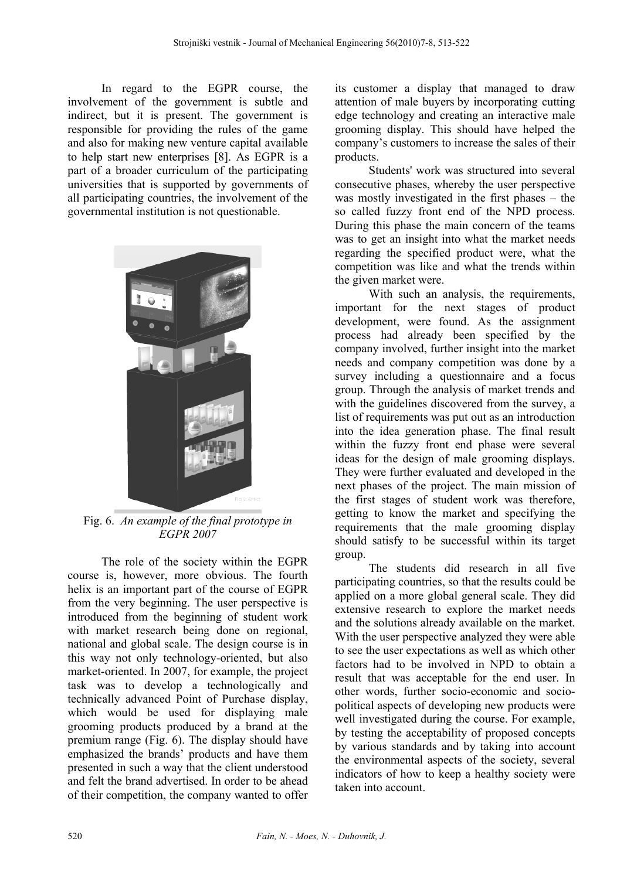In regard to the EGPR course, the involvement of the government is subtle and indirect, but it is present. The government is responsible for providing the rules of the game and also for making new venture capital available to help start new enterprises [8]. As EGPR is a part of a broader curriculum of the participating universities that is supported by governments of all participating countries, the involvement of the governmental institution is not questionable.

Fig. 6. *An example of the final prototype in EGPR 2007*

The role of the society within the EGPR course is, however, more obvious. The fourth helix is an important part of the course of EGPR from the very beginning. The user perspective is introduced from the beginning of student work with market research being done on regional, national and global scale. The design course is in this way not only technology-oriented, but also market-oriented. In 2007, for example, the project task was to develop a technologically and technically advanced Point of Purchase display, which would be used for displaying male grooming products produced by a brand at the premium range (Fig. 6). The display should have emphasized the brands' products and have them presented in such a way that the client understood and felt the brand advertised. In order to be ahead of their competition, the company wanted to offer its customer a display that managed to draw attention of male buyers by incorporating cutting edge technology and creating an interactive male grooming display. This should have helped the company's customers to increase the sales of their products.

Students' work was structured into several consecutive phases, whereby the user perspective was mostly investigated in the first phases – the so called fuzzy front end of the NPD process. During this phase the main concern of the teams was to get an insight into what the market needs regarding the specified product were, what the competition was like and what the trends within the given market were.

With such an analysis, the requirements, important for the next stages of product development, were found. As the assignment process had already been specified by the company involved, further insight into the market needs and company competition was done by a survey including a questionnaire and a focus group. Through the analysis of market trends and with the guidelines discovered from the survey, a list of requirements was put out as an introduction into the idea generation phase. The final result within the fuzzy front end phase were several ideas for the design of male grooming displays. They were further evaluated and developed in the next phases of the project. The main mission of the first stages of student work was therefore, getting to know the market and specifying the requirements that the male grooming display should satisfy to be successful within its target group.

The students did research in all five participating countries, so that the results could be applied on a more global general scale. They did extensive research to explore the market needs and the solutions already available on the market. With the user perspective analyzed they were able to see the user expectations as well as which other factors had to be involved in NPD to obtain a result that was acceptable for the end user. In other words, further socio-economic and socio-political aspects of developing new products were well investigated during the course. For example, by testing the acceptability of proposed concepts by various standards and by taking into account the environmental aspects of the society, several indicators of how to keep a healthy society were taken into account.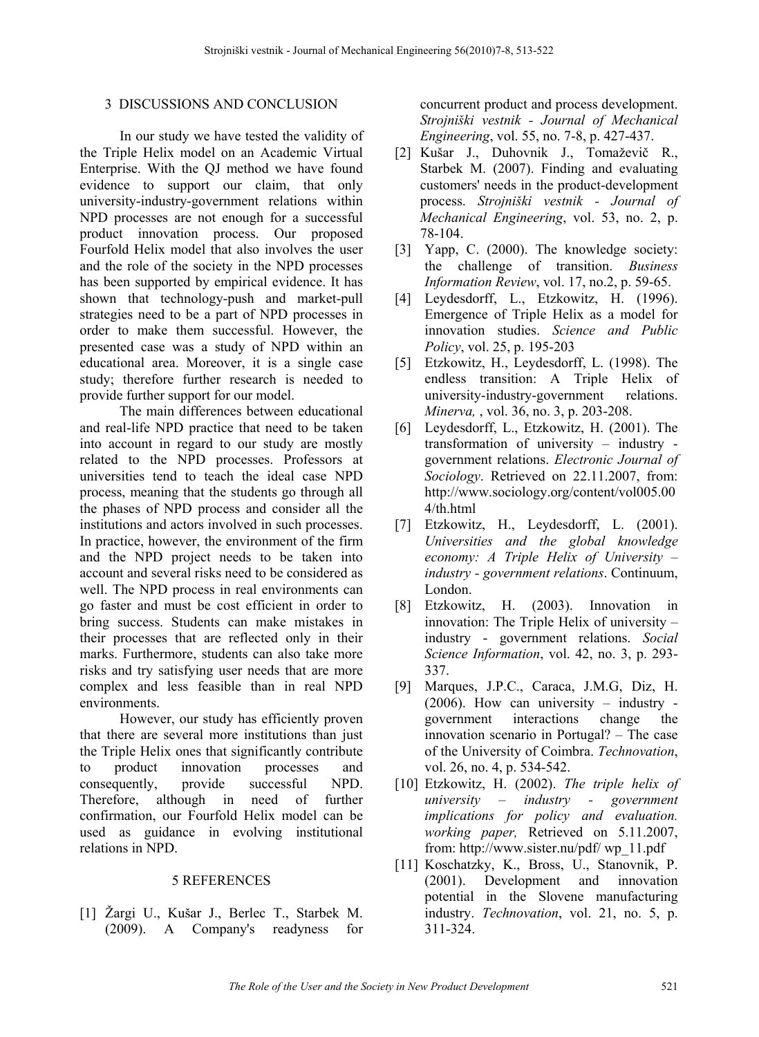## 3 DISCUSSIONS AND CONCLUSION

In our study we have tested the validity of the Triple Helix model on an Academic Virtual Enterprise. With the QJ method we have found evidence to support our claim, that only university-industry-government relations within NPD processes are not enough for a successful product innovation process. Our proposed Fourfold Helix model that also involves the user and the role of the society in the NPD processes has been supported by empirical evidence. It has shown that technology-push and market-pull strategies need to be a part of NPD processes in order to make them successful. However, the presented case was a study of NPD within an educational area. Moreover, it is a single case study; therefore further research is needed to provide further support for our model.

The main differences between educational and real-life NPD practice that need to be taken into account in regard to our study are mostly related to the NPD processes. Professors at universities tend to teach the ideal case NPD process, meaning that the students go through all the phases of NPD process and consider all the institutions and actors involved in such processes. In practice, however, the environment of the firm and the NPD project needs to be taken into account and several risks need to be considered as well. The NPD process in real environments can go faster and must be cost efficient in order to bring success. Students can make mistakes in their processes that are reflected only in their marks. Furthermore, students can also take more risks and try satisfying user needs that are more complex and less feasible than in real NPD environments.

However, our study has efficiently proven that there are several more institutions than just the Triple Helix ones that significantly contribute to product innovation processes and consequently, provide successful NPD. Therefore, although in need of further confirmation, our Fourfold Helix model can be used as guidance in evolving institutional relations in NPD.

## 5 REFERENCES

[1] Žargi U., Kušar J., Berlec T., Starbek M. (2009). A Company's readyness for concurrent product and process development. *Strojniški vestnik - Journal of Mechanical Engineering*, vol. 55, no. 7-8, p. 427-437.

[2] Kušar J., Duhovnik J., Tomaževič R., Starbek M. (2007). Finding and evaluating customers' needs in the product-development process. *Strojniški vestnik - Journal of Mechanical Engineering*, vol. 53, no. 2, p. 78-104.

[3] Yapp, C. (2000). The knowledge society: the challenge of transition. *Business Information Review*, vol. 17, no.2, p. 59-65.

[4] Leydesdorff, L., Etzkowitz, H. (1996). Emergence of Triple Helix as a model for innovation studies. *Science and Public Policy*, vol. 25, p. 195-203

[5] Etzkowitz, H., Leydesdorff, L. (1998). The endless transition: A Triple Helix of university-industry-government relations. *Minerva,* , vol. 36, no. 3, p. 203-208.

[6] Leydesdorff, L., Etzkowitz, H. (2001). The transformation of university – industry - government relations. *Electronic Journal of Sociology*. Retrieved on 22.11.2007, from: http://www.sociology.org/content/vol005.004/th.html

[7] Etzkowitz, H., Leydesdorff, L. (2001). *Universities and the global knowledge economy: A Triple Helix of University – industry - government relations*. Continuum, London.

[8] Etzkowitz, H. (2003). Innovation in innovation: The Triple Helix of university – industry - government relations. *Social Science Information*, vol. 42, no. 3, p. 293-337.

[9] Marques, J.P.C., Caraca, J.M.G, Diz, H. (2006). How can university – industry - government interactions change the innovation scenario in Portugal? – The case of the University of Coimbra. *Technovation*, vol. 26, no. 4, p. 534-542.

[10] Etzkowitz, H. (2002). *The triple helix of university – industry - government implications for policy and evaluation. working paper,* Retrieved on 5.11.2007, from: http://www.sister.nu/pdf/ wp_11.pdf

[11] Koschatzky, K., Bross, U., Stanovnik, P. (2001). Development and innovation potential in the Slovene manufacturing industry. *Technovation*, vol. 21, no. 5, p. 311-324.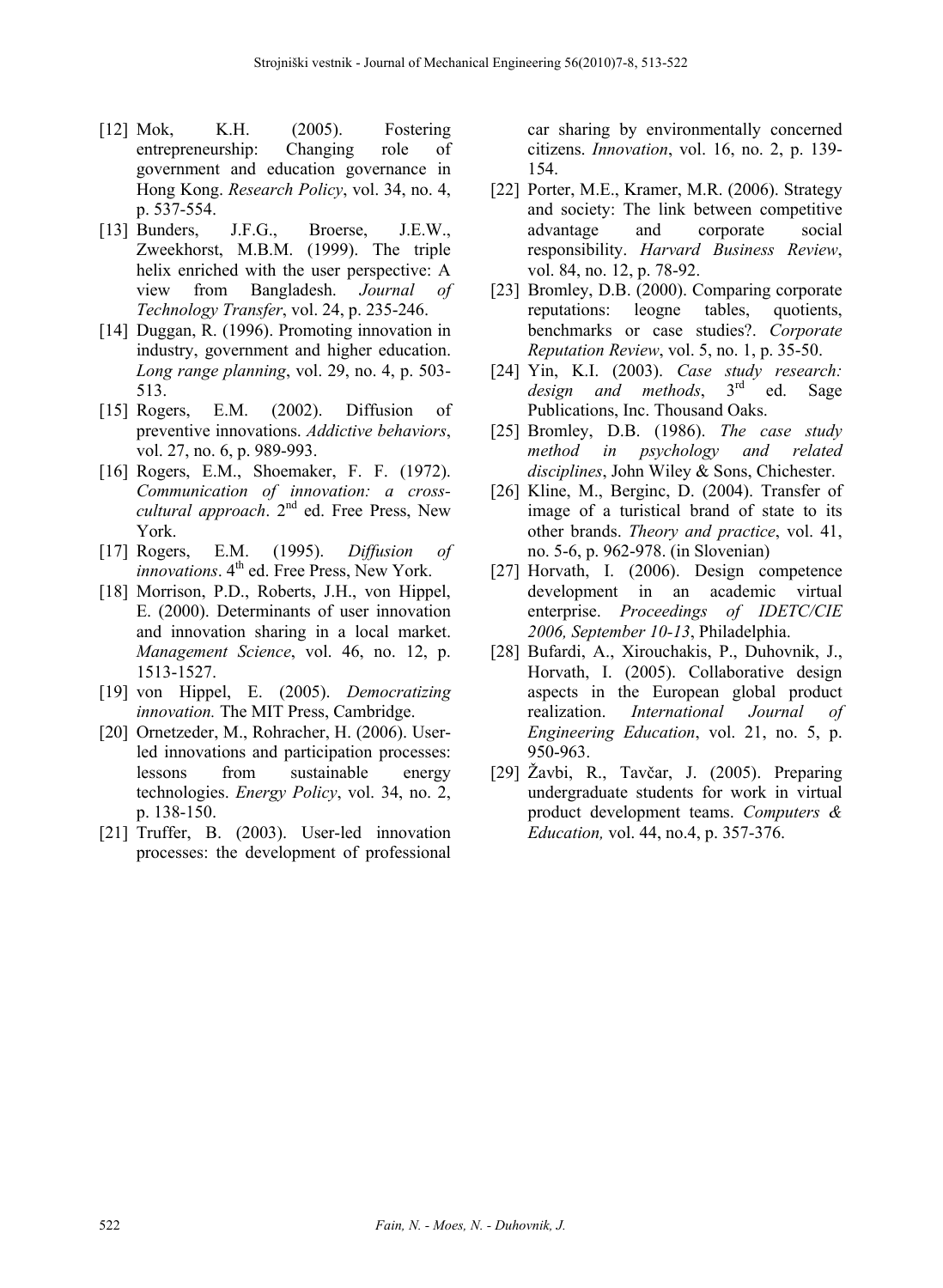[12] Mok, K.H. (2005). Fostering entrepreneurship: Changing role of government and education governance in Hong Kong. *Research Policy*, vol. 34, no. 4, p. 537-554.

[13] Bunders, J.F.G., Broerse, J.E.W., Zweekhorst, M.B.M. (1999). The triple helix enriched with the user perspective: A view from Bangladesh. *Journal of Technology Transfer*, vol. 24, p. 235-246.

[14] Duggan, R. (1996). Promoting innovation in industry, government and higher education. *Long range planning*, vol. 29, no. 4, p. 503-513.

[15] Rogers, E.M. (2002). Diffusion of preventive innovations. *Addictive behaviors*, vol. 27, no. 6, p. 989-993.

[16] Rogers, E.M., Shoemaker, F. F. (1972). *Communication of innovation: a cross-cultural approach*. 2nd ed. Free Press, New York.

[17] Rogers, E.M. (1995). *Diffusion of innovations*. 4th ed. Free Press, New York.

[18] Morrison, P.D., Roberts, J.H., von Hippel, E. (2000). Determinants of user innovation and innovation sharing in a local market. *Management Science*, vol. 46, no. 12, p. 1513-1527.

[19] von Hippel, E. (2005). *Democratizing innovation.* The MIT Press, Cambridge.

[20] Ornetzeder, M., Rohracher, H. (2006). User-led innovations and participation processes: lessons from sustainable energy technologies. *Energy Policy*, vol. 34, no. 2, p. 138-150.

[21] Truffer, B. (2003). User-led innovation processes: the development of professional car sharing by environmentally concerned citizens. *Innovation*, vol. 16, no. 2, p. 139-154.

[22] Porter, M.E., Kramer, M.R. (2006). Strategy and society: The link between competitive advantage and corporate social responsibility. *Harvard Business Review*, vol. 84, no. 12, p. 78-92.

[23] Bromley, D.B. (2000). Comparing corporate reputations: leogne tables, quotients, benchmarks or case studies?. *Corporate Reputation Review*, vol. 5, no. 1, p. 35-50.

[24] Yin, K.I. (2003). *Case study research: design and methods*, 3rd ed. Sage Publications, Inc. Thousand Oaks.

[25] Bromley, D.B. (1986). *The case study method in psychology and related disciplines*, John Wiley & Sons, Chichester.

[26] Kline, M., Berginc, D. (2004). Transfer of image of a turistical brand of state to its other brands. *Theory and practice*, vol. 41, no. 5-6, p. 962-978. (in Slovenian)

[27] Horvath, I. (2006). Design competence development in an academic virtual enterprise. *Proceedings of IDETC/CIE 2006, September 10-13*, Philadelphia.

[28] Bufardi, A., Xirouchakis, P., Duhovnik, J., Horvath, I. (2005). Collaborative design aspects in the European global product realization. *International Journal of Engineering Education*, vol. 21, no. 5, p. 950-963.

[29] Žavbi, R., Tavčar, J. (2005). Preparing undergraduate students for work in virtual product development teams. *Computers & Education,* vol. 44, no.4, p. 357-376.